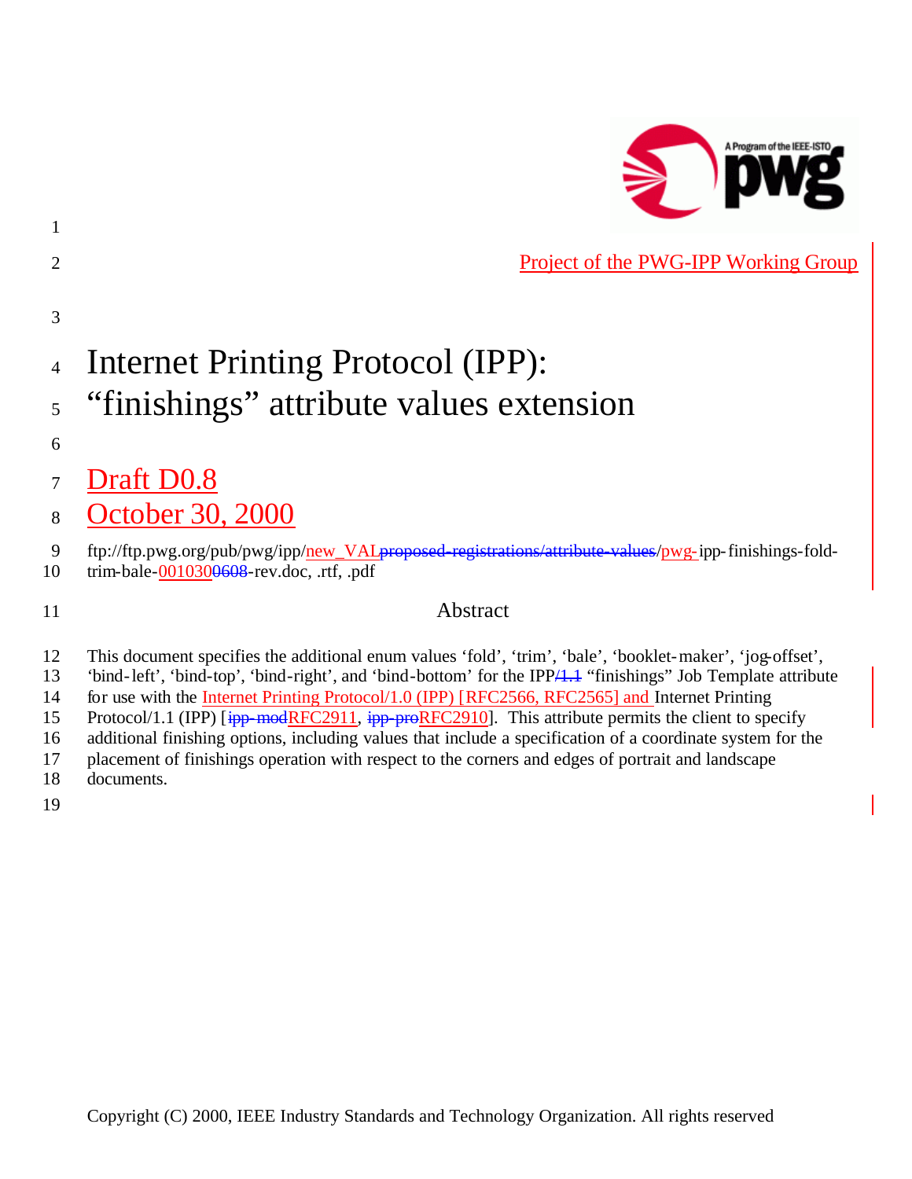Project of the PWG-IPP Working Group

# Internet Printing Protocol (IPP): "finishings" attribute values extension

## Draft D0.8
## October 30, 2000

ftp://ftp.pwg.org/pub/pwg/ipp/new_VAL~~proposed-registrations/attribute-values~~/pwg-ipp-finishings-fold-trim-bale-001030~~0608~~-rev.doc, .rtf, .pdf

## Abstract

This document specifies the additional enum values 'fold', 'trim', 'bale', 'booklet-maker', 'jog-offset', 'bind-left', 'bind-top', 'bind-right', and 'bind-bottom' for the IPP~~/1.1~~ "finishings" Job Template attribute for use with the Internet Printing Protocol/1.0 (IPP) [RFC2566, RFC2565] and Internet Printing Protocol/1.1 (IPP) [~~ipp-mod~~RFC2911, ~~ipp-pro~~RFC2910]. This attribute permits the client to specify additional finishing options, including values that include a specification of a coordinate system for the placement of finishings operation with respect to the corners and edges of portrait and landscape documents.

Copyright (C) 2000, IEEE Industry Standards and Technology Organization. All rights reserved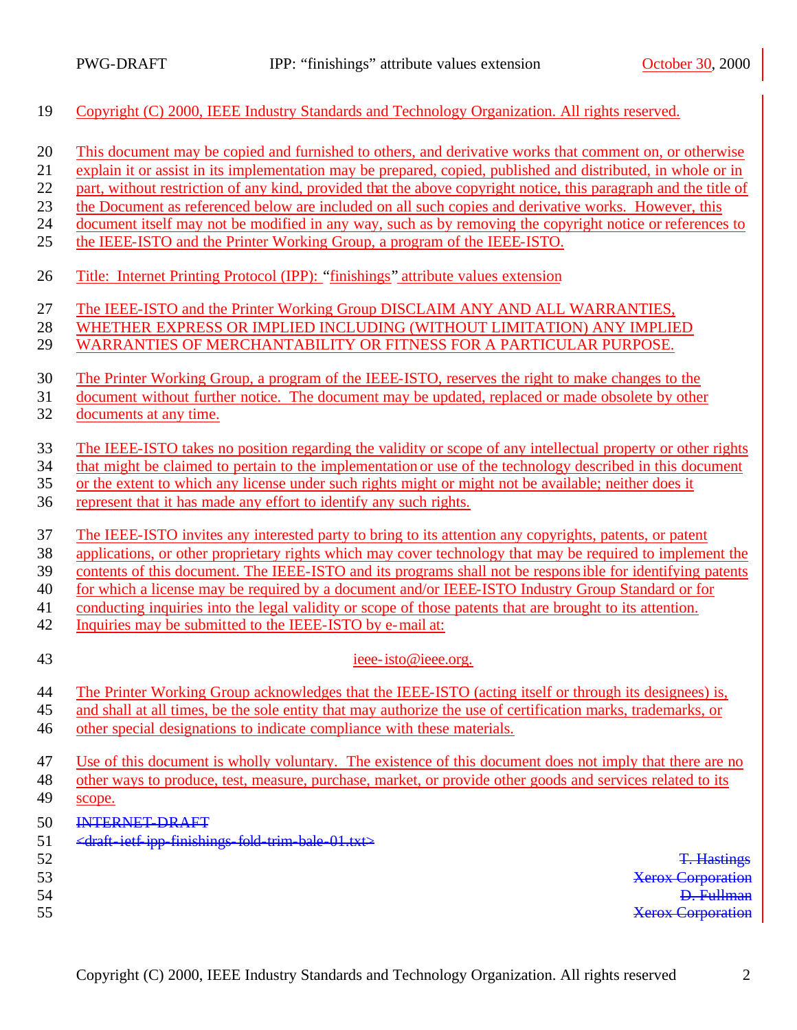Copyright (C) 2000, IEEE Industry Standards and Technology Organization. All rights reserved.

This document may be copied and furnished to others, and derivative works that comment on, or otherwise explain it or assist in its implementation may be prepared, copied, published and distributed, in whole or in part, without restriction of any kind, provided that the above copyright notice, this paragraph and the title of the Document as referenced below are included on all such copies and derivative works. However, this document itself may not be modified in any way, such as by removing the copyright notice or references to the IEEE-ISTO and the Printer Working Group, a program of the IEEE-ISTO.

Title: Internet Printing Protocol (IPP): "finishings" attribute values extension

The IEEE-ISTO and the Printer Working Group DISCLAIM ANY AND ALL WARRANTIES, WHETHER EXPRESS OR IMPLIED INCLUDING (WITHOUT LIMITATION) ANY IMPLIED WARRANTIES OF MERCHANTABILITY OR FITNESS FOR A PARTICULAR PURPOSE.

The Printer Working Group, a program of the IEEE-ISTO, reserves the right to make changes to the document without further notice. The document may be updated, replaced or made obsolete by other documents at any time.

The IEEE-ISTO takes no position regarding the validity or scope of any intellectual property or other rights that might be claimed to pertain to the implementation or use of the technology described in this document or the extent to which any license under such rights might or might not be available; neither does it represent that it has made any effort to identify any such rights.

The IEEE-ISTO invites any interested party to bring to its attention any copyrights, patents, or patent applications, or other proprietary rights which may cover technology that may be required to implement the contents of this document. The IEEE-ISTO and its programs shall not be responsible for identifying patents for which a license may be required by a document and/or IEEE-ISTO Industry Group Standard or for conducting inquiries into the legal validity or scope of those patents that are brought to its attention. Inquiries may be submitted to the IEEE-ISTO by e-mail at:

ieee-isto@ieee.org.

The Printer Working Group acknowledges that the IEEE-ISTO (acting itself or through its designees) is, and shall at all times, be the sole entity that may authorize the use of certification marks, trademarks, or other special designations to indicate compliance with these materials.

Use of this document is wholly voluntary. The existence of this document does not imply that there are no other ways to produce, test, measure, purchase, market, or provide other goods and services related to its scope.

~~INTERNET-DRAFT~~

~~<draft-ietf-ipp-finishings-fold-trim-bale-01.txt>~~

~~T. Hastings~~

~~Xerox Corporation~~

~~D. Fullman~~

~~Xerox Corporation~~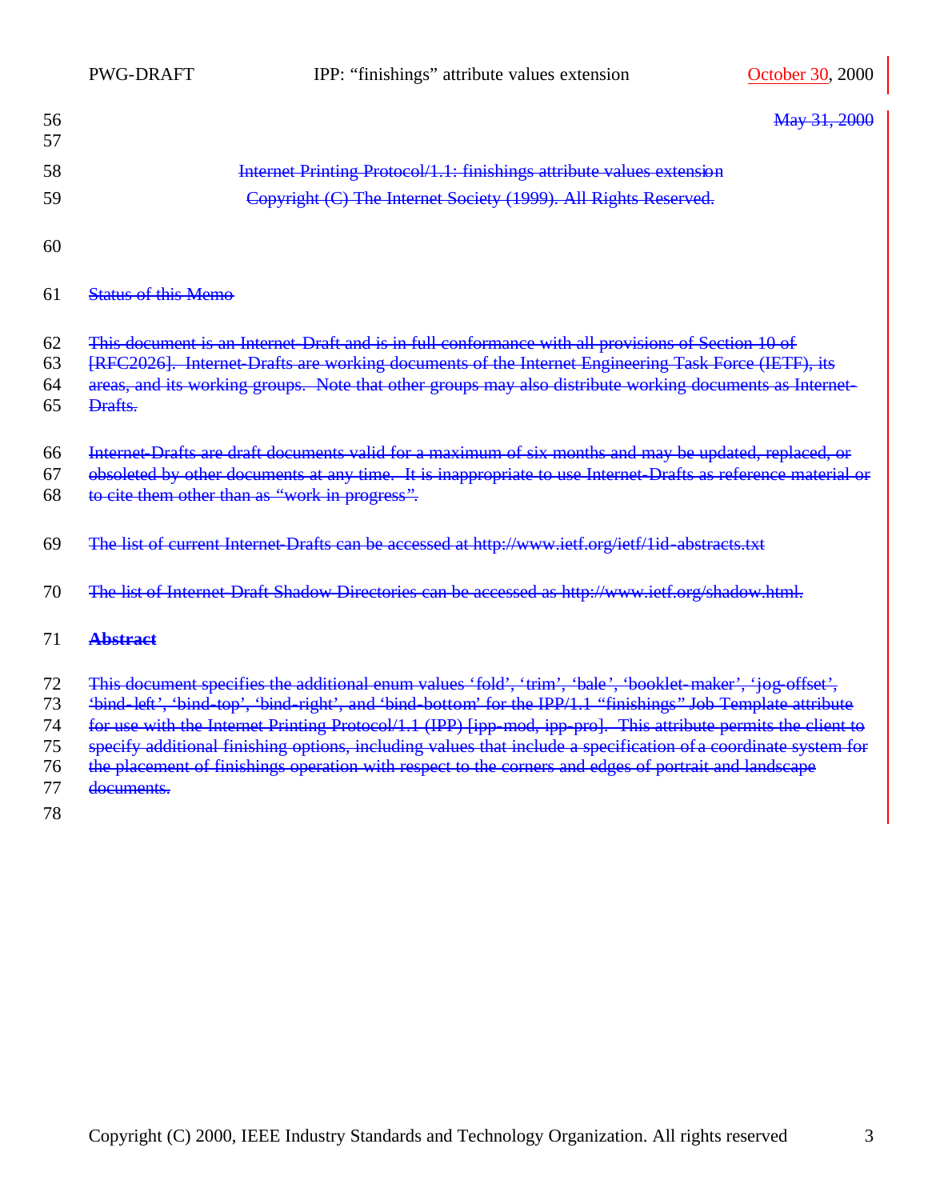56 ~~May 31, 2000~~

57

58 ~~Internet Printing Protocol/1.1: finishings attribute values extension~~

59 ~~Copyright (C) The Internet Society (1999). All Rights Reserved.~~

60

61 ~~Status of this Memo~~

62 ~~This document is an Internet-Draft and is in full conformance with all provisions of Section 10 of~~
63 ~~[RFC2026]. Internet-Drafts are working documents of the Internet Engineering Task Force (IETF), its~~
64 ~~areas, and its working groups. Note that other groups may also distribute working documents as Internet-~~
65 ~~Drafts.~~

66 ~~Internet-Drafts are draft documents valid for a maximum of six months and may be updated, replaced, or~~
67 ~~obsoleted by other documents at any time. It is inappropriate to use Internet-Drafts as reference material or~~
68 ~~to cite them other than as "work in progress".~~

69 ~~The list of current Internet-Drafts can be accessed at http://www.ietf.org/ietf/1id-abstracts.txt~~

70 ~~The list of Internet-Draft Shadow Directories can be accessed as http://www.ietf.org/shadow.html.~~

71 ~~**Abstract**~~

72 ~~This document specifies the additional enum values 'fold', 'trim', 'bale', 'booklet-maker', 'jog-offset',~~
73 ~~'bind-left', 'bind-top', 'bind-right', and 'bind-bottom' for the IPP/1.1 "finishings" Job Template attribute~~
74 ~~for use with the Internet Printing Protocol/1.1 (IPP) [ipp-mod, ipp-pro]. This attribute permits the client to~~
75 ~~specify additional finishing options, including values that include a specification of a coordinate system for~~
76 ~~the placement of finishings operation with respect to the corners and edges of portrait and landscape~~
77 ~~documents.~~

78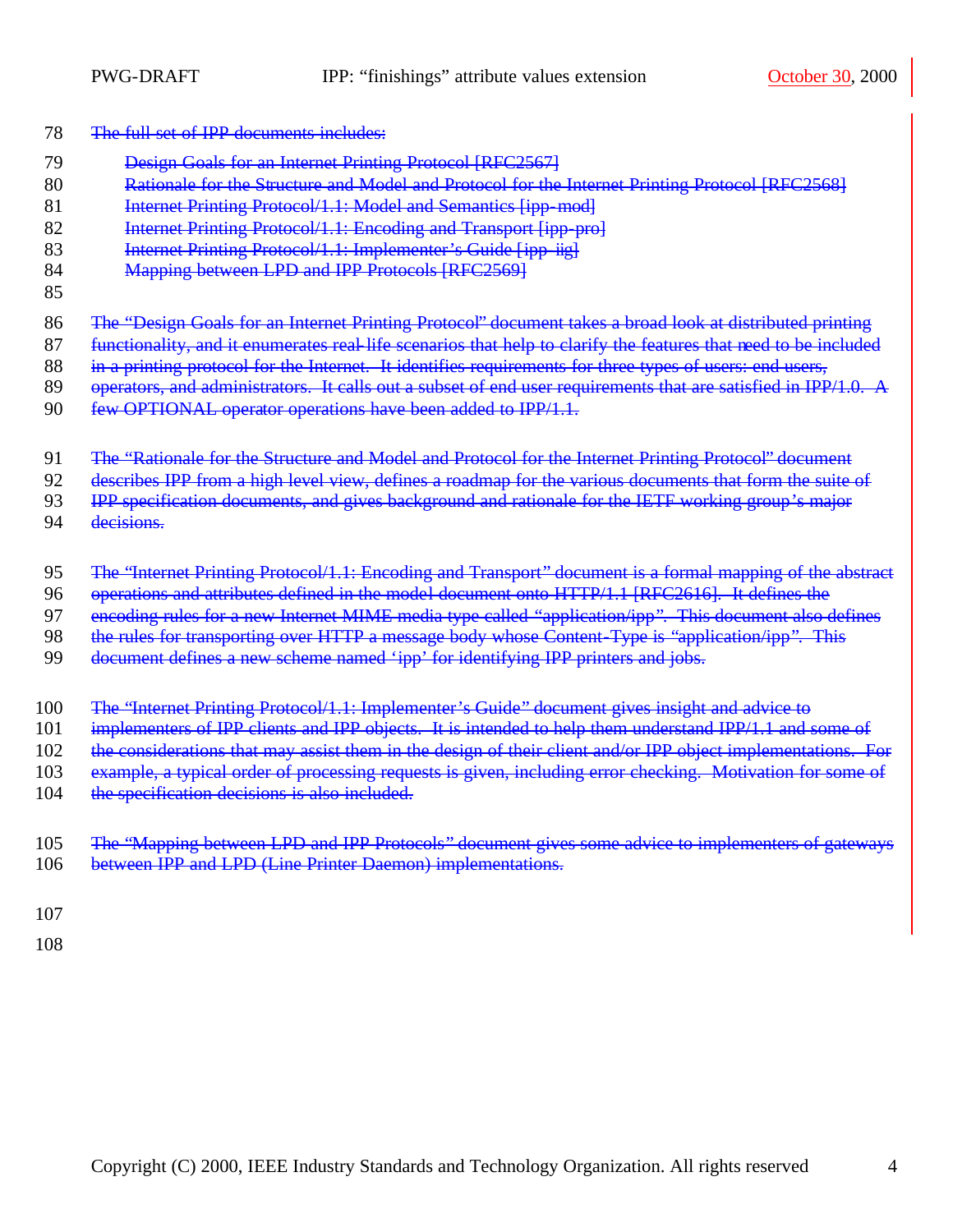~~The full set of IPP documents includes:~~

- ~~Design Goals for an Internet Printing Protocol [RFC2567]~~
- ~~Rationale for the Structure and Model and Protocol for the Internet Printing Protocol [RFC2568]~~
- ~~Internet Printing Protocol/1.1: Model and Semantics [ipp-mod]~~
- ~~Internet Printing Protocol/1.1: Encoding and Transport [ipp-pro]~~
- ~~Internet Printing Protocol/1.1: Implementer's Guide [ipp-iig]~~
- ~~Mapping between LPD and IPP Protocols [RFC2569]~~

~~The "Design Goals for an Internet Printing Protocol" document takes a broad look at distributed printing functionality, and it enumerates real-life scenarios that help to clarify the features that need to be included in a printing protocol for the Internet. It identifies requirements for three types of users: end users, operators, and administrators. It calls out a subset of end user requirements that are satisfied in IPP/1.0. A few OPTIONAL operator operations have been added to IPP/1.1.~~

~~The "Rationale for the Structure and Model and Protocol for the Internet Printing Protocol" document describes IPP from a high level view, defines a roadmap for the various documents that form the suite of IPP specification documents, and gives background and rationale for the IETF working group's major decisions.~~

~~The "Internet Printing Protocol/1.1: Encoding and Transport" document is a formal mapping of the abstract operations and attributes defined in the model document onto HTTP/1.1 [RFC2616]. It defines the encoding rules for a new Internet MIME media type called "application/ipp". This document also defines the rules for transporting over HTTP a message body whose Content-Type is "application/ipp". This document defines a new scheme named 'ipp' for identifying IPP printers and jobs.~~

~~The "Internet Printing Protocol/1.1: Implementer's Guide" document gives insight and advice to implementers of IPP clients and IPP objects. It is intended to help them understand IPP/1.1 and some of the considerations that may assist them in the design of their client and/or IPP object implementations. For example, a typical order of processing requests is given, including error checking. Motivation for some of the specification decisions is also included.~~

~~The "Mapping between LPD and IPP Protocols" document gives some advice to implementers of gateways between IPP and LPD (Line Printer Daemon) implementations.~~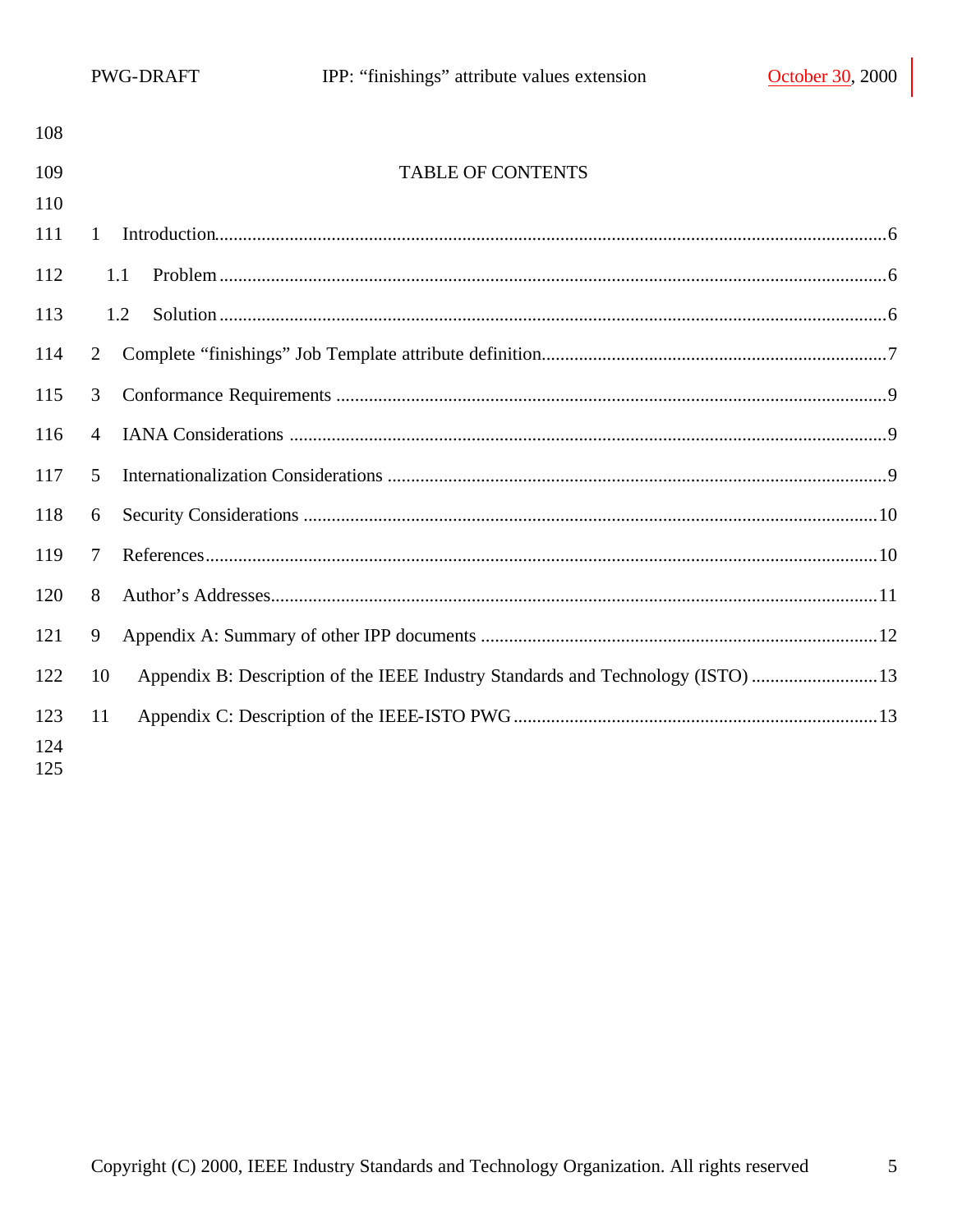TABLE OF CONTENTS

1 Introduction ........................................................................................................................................6

1.1 Problem ..........................................................................................................................................6

1.2 Solution ..........................................................................................................................................6

2 Complete "finishings" Job Template attribute definition........................................................................7

3 Conformance Requirements ...................................................................................................................9

4 IANA Considerations .............................................................................................................................9

5 Internationalization Considerations ........................................................................................................9

6 Security Considerations ........................................................................................................................10

7 References.............................................................................................................................................10

8 Author's Addresses................................................................................................................................11

9 Appendix A: Summary of other IPP documents ...................................................................................12

10 Appendix B: Description of the IEEE Industry Standards and Technology (ISTO) ...........................13

11 Appendix C: Description of the IEEE-ISTO PWG ............................................................................13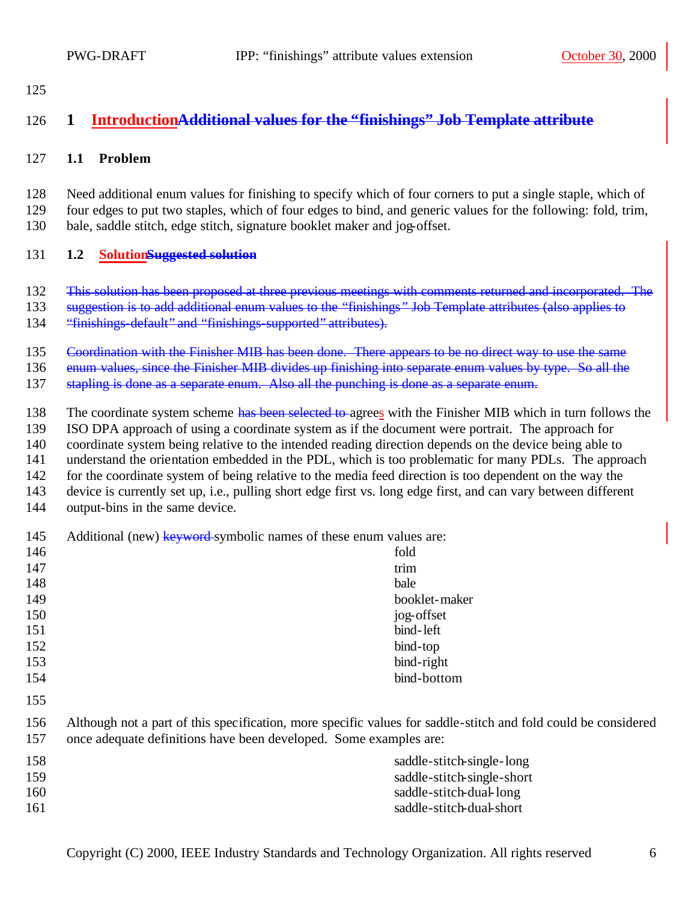# 1 IntroductionAdditional values for the "finishings" Job Template attribute

## 1.1 Problem

Need additional enum values for finishing to specify which of four corners to put a single staple, which of four edges to put two staples, which of four edges to bind, and generic values for the following: fold, trim, bale, saddle stitch, edge stitch, signature booklet maker and jog-offset.

## 1.2 SolutionSuggested solution

~~This solution has been proposed at three previous meetings with comments returned and incorporated. The suggestion is to add additional enum values to the "finishings" Job Template attributes (also applies to "finishings-default" and "finishings-supported" attributes).~~

~~Coordination with the Finisher MIB has been done. There appears to be no direct way to use the same enum values, since the Finisher MIB divides up finishing into separate enum values by type. So all the stapling is done as a separate enum. Also all the punching is done as a separate enum.~~

The coordinate system scheme ~~has been selected to~~ agrees with the Finisher MIB which in turn follows the ISO DPA approach of using a coordinate system as if the document were portrait. The approach for coordinate system being relative to the intended reading direction depends on the device being able to understand the orientation embedded in the PDL, which is too problematic for many PDLs. The approach for the coordinate system of being relative to the media feed direction is too dependent on the way the device is currently set up, i.e., pulling short edge first vs. long edge first, and can vary between different output-bins in the same device.

Additional (new) ~~keyword~~ symbolic names of these enum values are:

fold
trim
bale
booklet-maker
jog-offset
bind-left
bind-top
bind-right
bind-bottom

Although not a part of this specification, more specific values for saddle-stitch and fold could be considered once adequate definitions have been developed. Some examples are:

saddle-stitch-single-long
saddle-stitch-single-short
saddle-stitch-dual-long
saddle-stitch-dual-short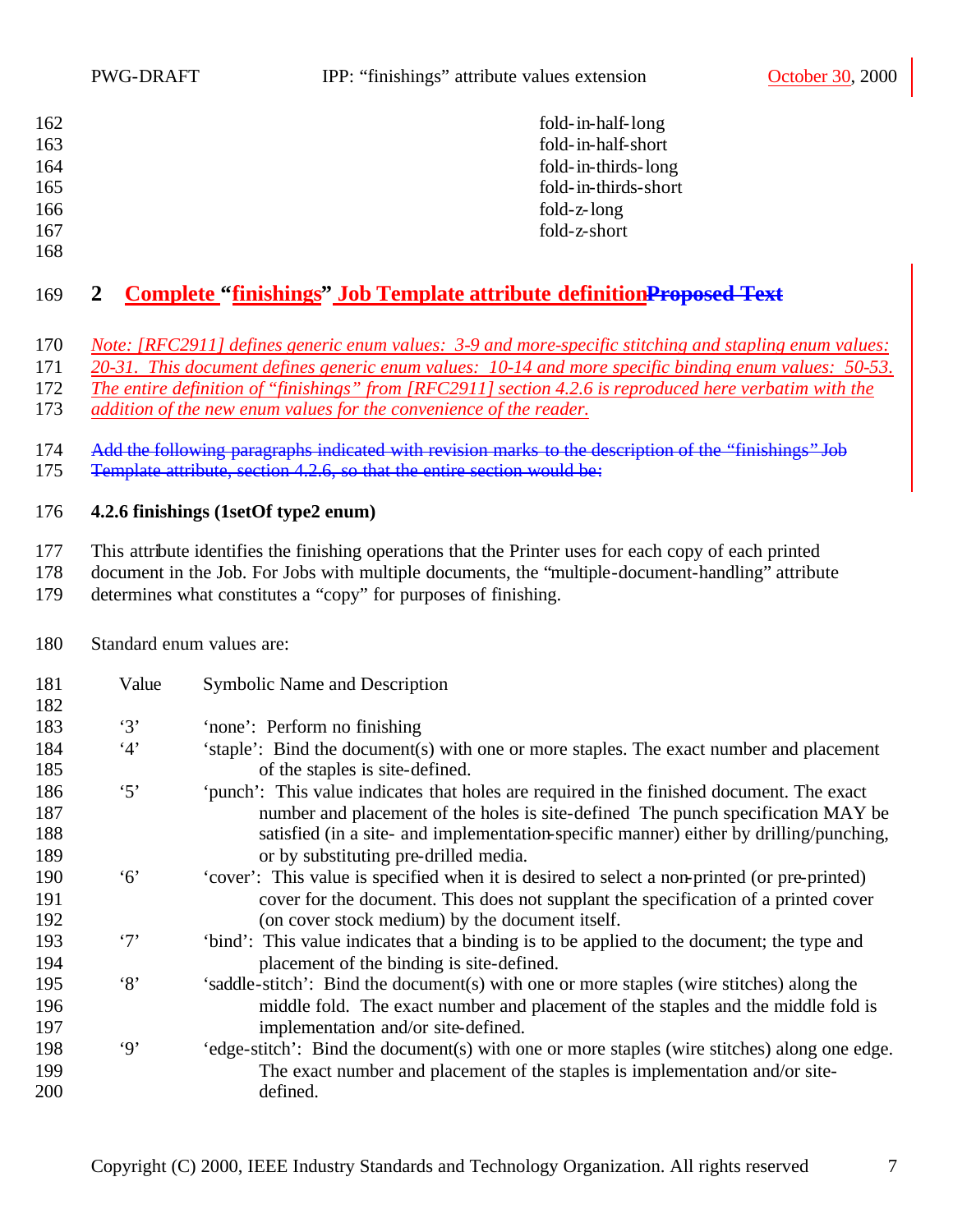fold-in-half-long
fold-in-half-short
fold-in-thirds-long
fold-in-thirds-short
fold-z-long
fold-z-short

## 2 Complete "finishings" Job Template attribute definition~~Proposed Text~~

*Note: [RFC2911] defines generic enum values: 3-9 and more-specific stitching and stapling enum values: 20-31. This document defines generic enum values: 10-14 and more specific binding enum values: 50-53. The entire definition of "finishings" from [RFC2911] section 4.2.6 is reproduced here verbatim with the addition of the new enum values for the convenience of the reader.*

~~Add the following paragraphs indicated with revision marks to the description of the "finishings" Job Template attribute, section 4.2.6, so that the entire section would be:~~

**4.2.6 finishings (1setOf type2 enum)**

This attribute identifies the finishing operations that the Printer uses for each copy of each printed document in the Job. For Jobs with multiple documents, the "multiple-document-handling" attribute determines what constitutes a "copy" for purposes of finishing.

Standard enum values are:

| Value | Symbolic Name and Description |
|---|---|
| '3' | 'none': Perform no finishing |
| '4' | 'staple': Bind the document(s) with one or more staples. The exact number and placement of the staples is site-defined. |
| '5' | 'punch': This value indicates that holes are required in the finished document. The exact number and placement of the holes is site-defined The punch specification MAY be satisfied (in a site- and implementation-specific manner) either by drilling/punching, or by substituting pre-drilled media. |
| '6' | 'cover': This value is specified when it is desired to select a non-printed (or pre-printed) cover for the document. This does not supplant the specification of a printed cover (on cover stock medium) by the document itself. |
| '7' | 'bind': This value indicates that a binding is to be applied to the document; the type and placement of the binding is site-defined. |
| '8' | 'saddle-stitch': Bind the document(s) with one or more staples (wire stitches) along the middle fold. The exact number and placement of the staples and the middle fold is implementation and/or site-defined. |
| '9' | 'edge-stitch': Bind the document(s) with one or more staples (wire stitches) along one edge. The exact number and placement of the staples is implementation and/or site-defined. |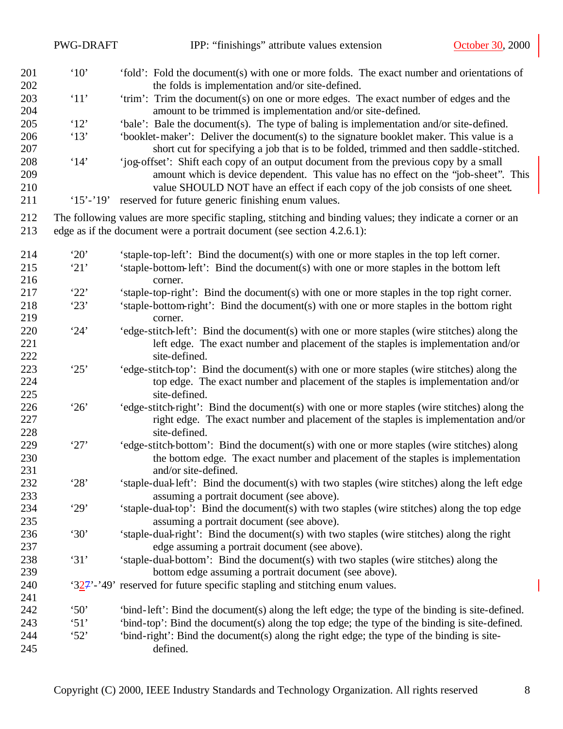'10' 'fold': Fold the document(s) with one or more folds. The exact number and orientations of the folds is implementation and/or site-defined.

'11' 'trim': Trim the document(s) on one or more edges. The exact number of edges and the amount to be trimmed is implementation and/or site-defined.

'12' 'bale': Bale the document(s). The type of baling is implementation and/or site-defined.

'13' 'booklet-maker': Deliver the document(s) to the signature booklet maker. This value is a short cut for specifying a job that is to be folded, trimmed and then saddle-stitched.

'14' 'jog-offset': Shift each copy of an output document from the previous copy by a small amount which is device dependent. This value has no effect on the "job-sheet". This value SHOULD NOT have an effect if each copy of the job consists of one sheet.

'15'-'19' reserved for future generic finishing enum values.

The following values are more specific stapling, stitching and binding values; they indicate a corner or an edge as if the document were a portrait document (see section 4.2.6.1):

'20' 'staple-top-left': Bind the document(s) with one or more staples in the top left corner.

'21' 'staple-bottom-left': Bind the document(s) with one or more staples in the bottom left corner.

'22' 'staple-top-right': Bind the document(s) with one or more staples in the top right corner.

'23' 'staple-bottom-right': Bind the document(s) with one or more staples in the bottom right corner.

'24' 'edge-stitch-left': Bind the document(s) with one or more staples (wire stitches) along the left edge. The exact number and placement of the staples is implementation and/or site-defined.

'25' 'edge-stitch-top': Bind the document(s) with one or more staples (wire stitches) along the top edge. The exact number and placement of the staples is implementation and/or site-defined.

'26' 'edge-stitch-right': Bind the document(s) with one or more staples (wire stitches) along the right edge. The exact number and placement of the staples is implementation and/or site-defined.

'27' 'edge-stitch-bottom': Bind the document(s) with one or more staples (wire stitches) along the bottom edge. The exact number and placement of the staples is implementation and/or site-defined.

'28' 'staple-dual-left': Bind the document(s) with two staples (wire stitches) along the left edge assuming a portrait document (see above).

'29' 'staple-dual-top': Bind the document(s) with two staples (wire stitches) along the top edge assuming a portrait document (see above).

'30' 'staple-dual-right': Bind the document(s) with two staples (wire stitches) along the right edge assuming a portrait document (see above).

'31' 'staple-dual-bottom': Bind the document(s) with two staples (wire stitches) along the bottom edge assuming a portrait document (see above).

'32~~7~~'-'49' reserved for future specific stapling and stitching enum values.

'50' 'bind-left': Bind the document(s) along the left edge; the type of the binding is site-defined.

'51' 'bind-top': Bind the document(s) along the top edge; the type of the binding is site-defined.

'52' 'bind-right': Bind the document(s) along the right edge; the type of the binding is site-defined.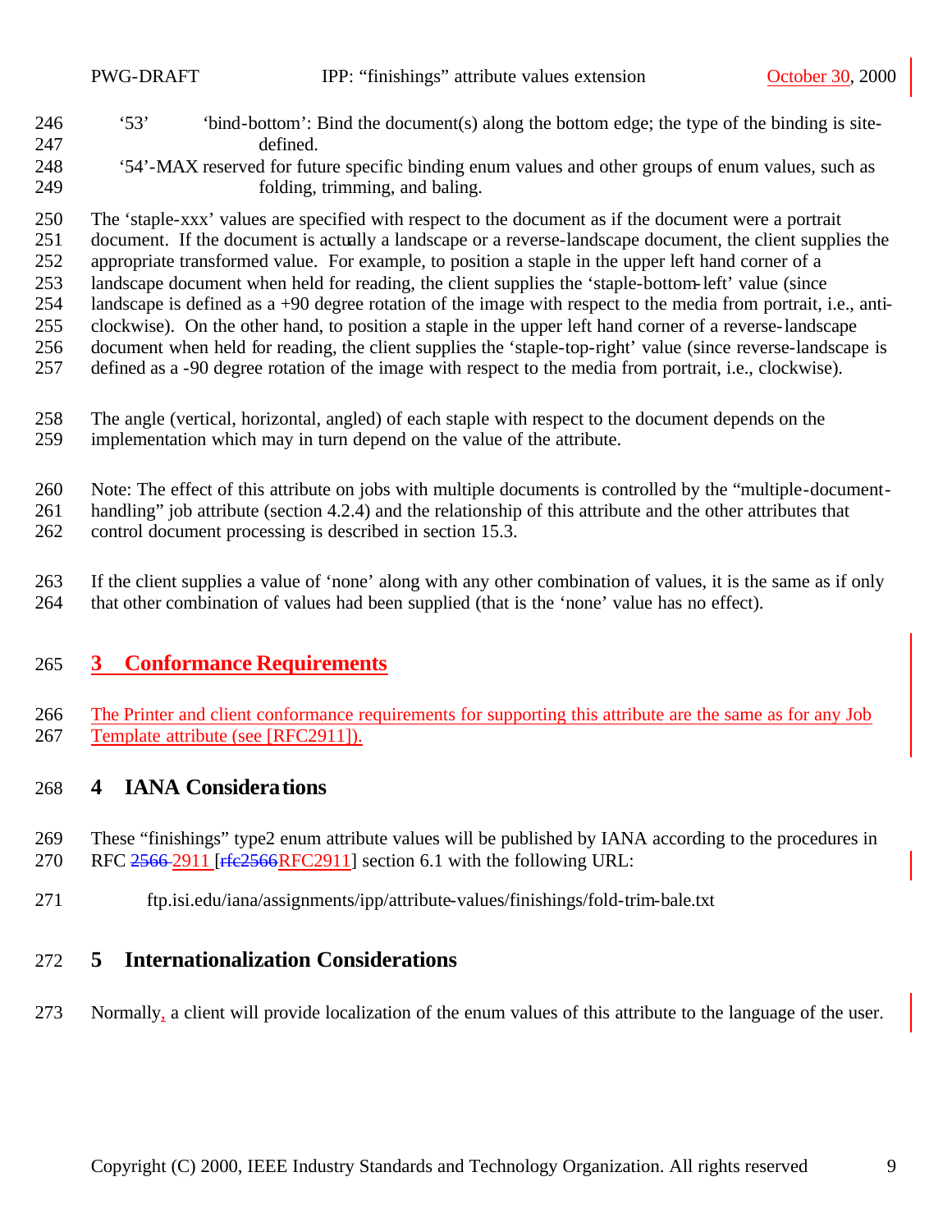'53' 'bind-bottom': Bind the document(s) along the bottom edge; the type of the binding is site-defined.

'54'-MAX reserved for future specific binding enum values and other groups of enum values, such as folding, trimming, and baling.

The 'staple-xxx' values are specified with respect to the document as if the document were a portrait document. If the document is actually a landscape or a reverse-landscape document, the client supplies the appropriate transformed value. For example, to position a staple in the upper left hand corner of a landscape document when held for reading, the client supplies the 'staple-bottom-left' value (since landscape is defined as a +90 degree rotation of the image with respect to the media from portrait, i.e., anti-clockwise). On the other hand, to position a staple in the upper left hand corner of a reverse-landscape document when held for reading, the client supplies the 'staple-top-right' value (since reverse-landscape is defined as a -90 degree rotation of the image with respect to the media from portrait, i.e., clockwise).

The angle (vertical, horizontal, angled) of each staple with respect to the document depends on the implementation which may in turn depend on the value of the attribute.

Note: The effect of this attribute on jobs with multiple documents is controlled by the "multiple-document-handling" job attribute (section 4.2.4) and the relationship of this attribute and the other attributes that control document processing is described in section 15.3.

If the client supplies a value of 'none' along with any other combination of values, it is the same as if only that other combination of values had been supplied (that is the 'none' value has no effect).

# 3 Conformance Requirements

The Printer and client conformance requirements for supporting this attribute are the same as for any Job Template attribute (see [RFC2911]).

# 4 IANA Considerations

These "finishings" type2 enum attribute values will be published by IANA according to the procedures in RFC ~~2566~~ 2911 [~~rfc2566~~RFC2911] section 6.1 with the following URL:

ftp.isi.edu/iana/assignments/ipp/attribute-values/finishings/fold-trim-bale.txt

# 5 Internationalization Considerations

Normally, a client will provide localization of the enum values of this attribute to the language of the user.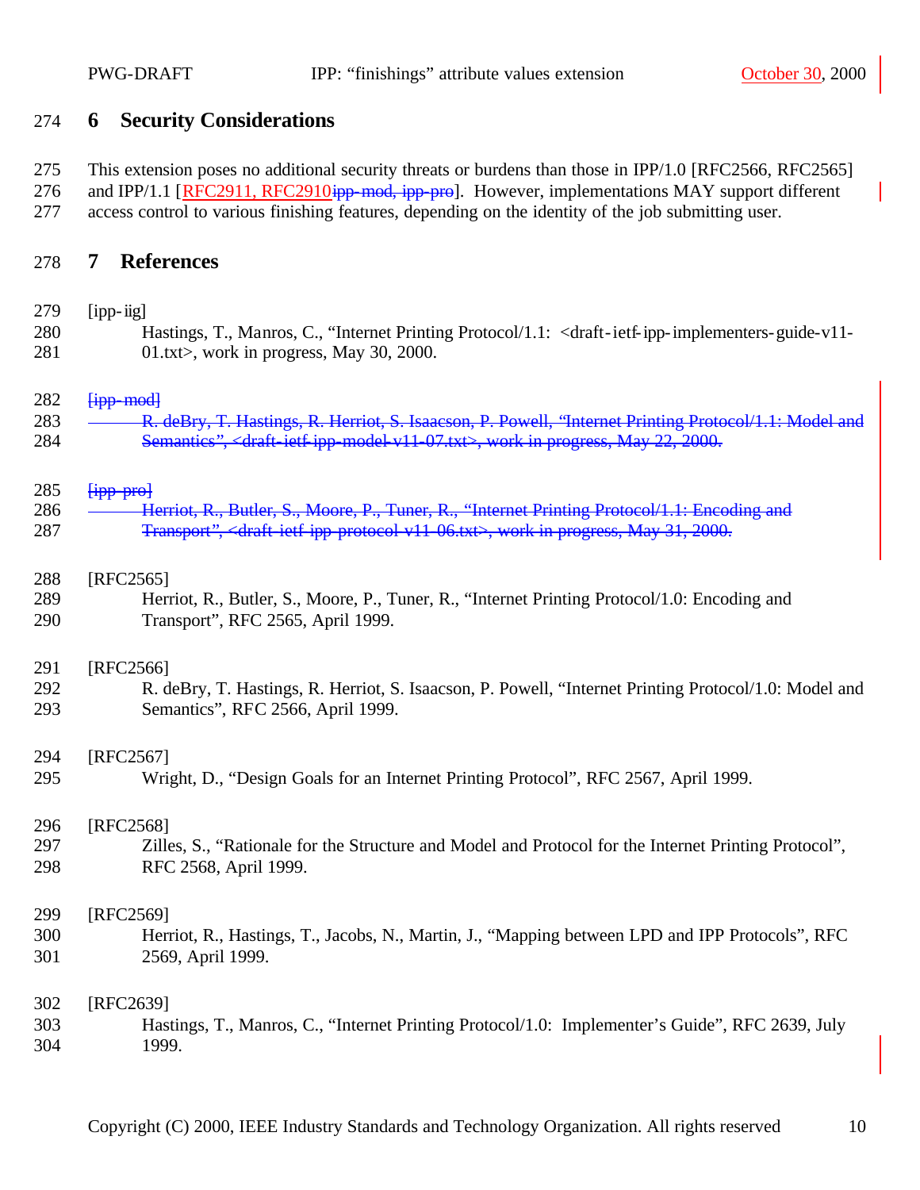## 6 Security Considerations

This extension poses no additional security threats or burdens than those in IPP/1.0 [RFC2566, RFC2565] and IPP/1.1 [RFC2911, RFC2910~~ipp-mod, ipp-pro~~]. However, implementations MAY support different access control to various finishing features, depending on the identity of the job submitting user.

## 7 References

[ipp-iig]
Hastings, T., Manros, C., "Internet Printing Protocol/1.1: <draft-ietf-ipp-implementers-guide-v11-01.txt>, work in progress, May 30, 2000.

~~[ipp-mod]~~
~~R. deBry, T. Hastings, R. Herriot, S. Isaacson, P. Powell, "Internet Printing Protocol/1.1: Model and Semantics", <draft-ietf-ipp-model-v11-07.txt>, work in progress, May 22, 2000.~~

~~[ipp-pro]~~
~~Herriot, R., Butler, S., Moore, P., Tuner, R., "Internet Printing Protocol/1.1: Encoding and Transport", <draft-ietf-ipp-protocol-v11-06.txt>, work in progress, May 31, 2000.~~

[RFC2565]
Herriot, R., Butler, S., Moore, P., Tuner, R., "Internet Printing Protocol/1.0: Encoding and Transport", RFC 2565, April 1999.

[RFC2566]
R. deBry, T. Hastings, R. Herriot, S. Isaacson, P. Powell, "Internet Printing Protocol/1.0: Model and Semantics", RFC 2566, April 1999.

[RFC2567]
Wright, D., "Design Goals for an Internet Printing Protocol", RFC 2567, April 1999.

[RFC2568]
Zilles, S., "Rationale for the Structure and Model and Protocol for the Internet Printing Protocol", RFC 2568, April 1999.

[RFC2569]
Herriot, R., Hastings, T., Jacobs, N., Martin, J., "Mapping between LPD and IPP Protocols", RFC 2569, April 1999.

[RFC2639]
Hastings, T., Manros, C., "Internet Printing Protocol/1.0: Implementer's Guide", RFC 2639, July 1999.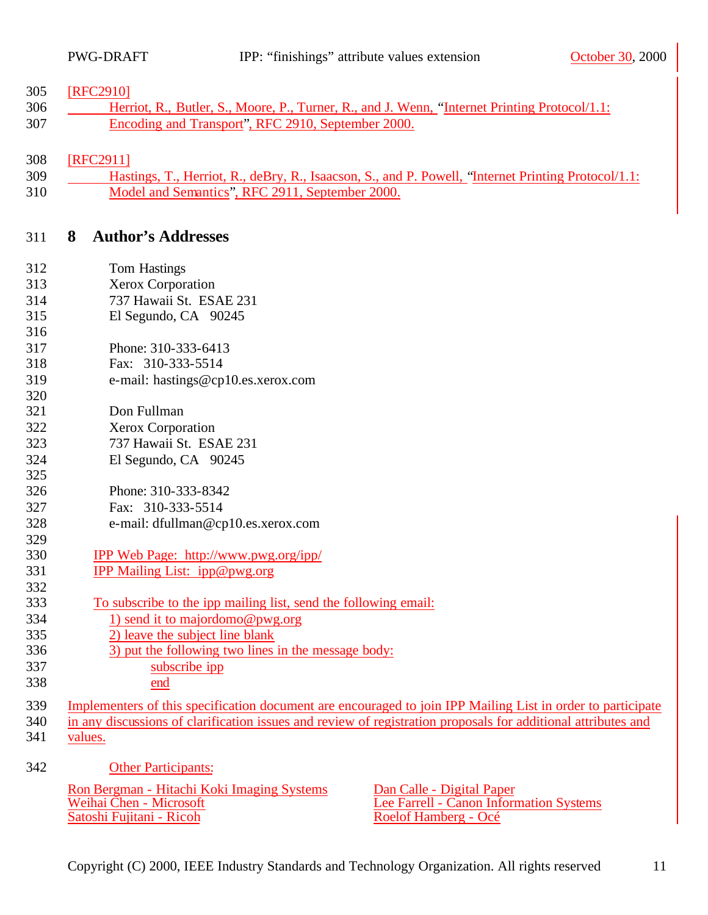[RFC2910]

Herriot, R., Butler, S., Moore, P., Turner, R., and J. Wenn, "Internet Printing Protocol/1.1: Encoding and Transport", RFC 2910, September 2000.

[RFC2911]

Hastings, T., Herriot, R., deBry, R., Isaacson, S., and P. Powell, "Internet Printing Protocol/1.1: Model and Semantics", RFC 2911, September 2000.

# 8 Author's Addresses

Tom Hastings
Xerox Corporation
737 Hawaii St. ESAE 231
El Segundo, CA 90245

Phone: 310-333-6413
Fax: 310-333-5514
e-mail: hastings@cp10.es.xerox.com

Don Fullman
Xerox Corporation
737 Hawaii St. ESAE 231
El Segundo, CA 90245

Phone: 310-333-8342
Fax: 310-333-5514
e-mail: dfullman@cp10.es.xerox.com

IPP Web Page: http://www.pwg.org/ipp/
IPP Mailing List: ipp@pwg.org

To subscribe to the ipp mailing list, send the following email:
1) send it to majordomo@pwg.org
2) leave the subject line blank
3) put the following two lines in the message body:
subscribe ipp
end

Implementers of this specification document are encouraged to join IPP Mailing List in order to participate in any discussions of clarification issues and review of registration proposals for additional attributes and values.

Other Participants:

Ron Bergman - Hitachi Koki Imaging Systems
Weihai Chen - Microsoft
Satoshi Fujitani - Ricoh
Dan Calle - Digital Paper
Lee Farrell - Canon Information Systems
Roelof Hamberg - Océ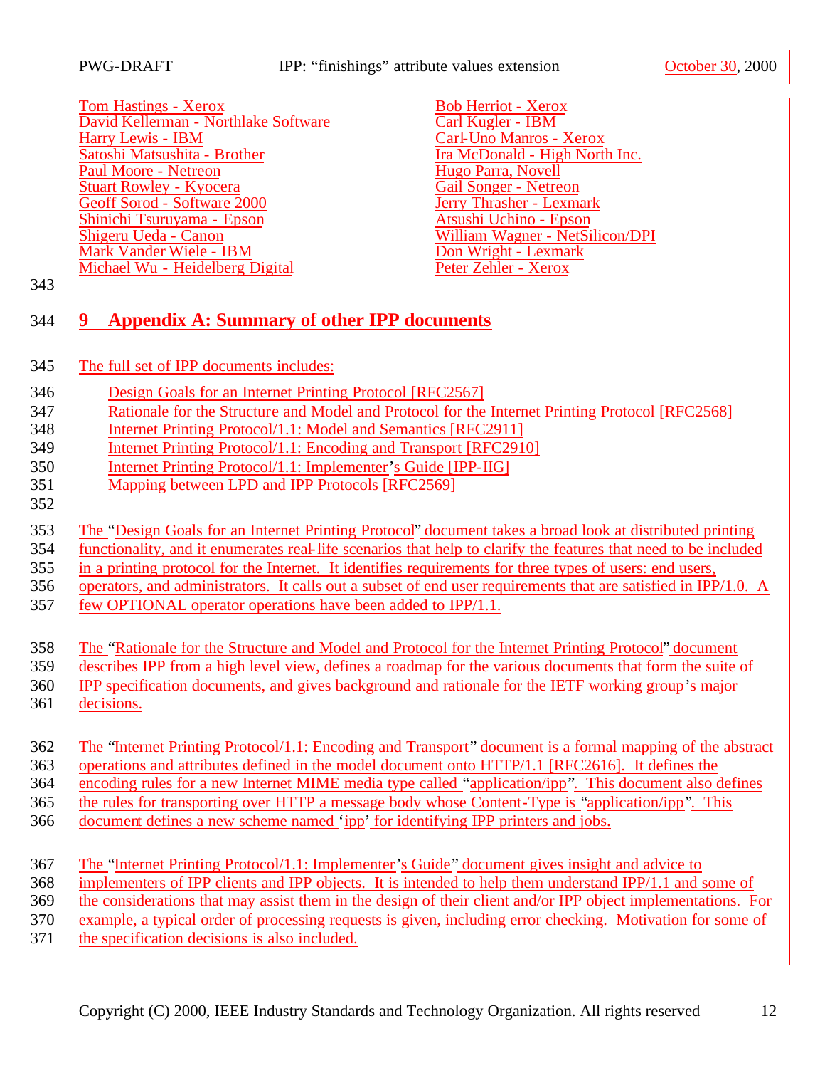Tom Hastings - Xerox
David Kellerman - Northlake Software
Harry Lewis - IBM
Satoshi Matsushita - Brother
Paul Moore - Netreon
Stuart Rowley - Kyocera
Geoff Sorod - Software 2000
Shinichi Tsuruyama - Epson
Shigeru Ueda - Canon
Mark Vander Wiele - IBM
Michael Wu - Heidelberg Digital
Bob Herriot - Xerox
Carl Kugler - IBM
Carl-Uno Manros - Xerox
Ira McDonald - High North Inc.
Hugo Parra, Novell
Gail Songer - Netreon
Jerry Thrasher - Lexmark
Atsushi Uchino - Epson
William Wagner - NetSilicon/DPI
Don Wright - Lexmark
Peter Zehler - Xerox

# 9 Appendix A: Summary of other IPP documents

The full set of IPP documents includes:

- Design Goals for an Internet Printing Protocol [RFC2567]
- Rationale for the Structure and Model and Protocol for the Internet Printing Protocol [RFC2568]
- Internet Printing Protocol/1.1: Model and Semantics [RFC2911]
- Internet Printing Protocol/1.1: Encoding and Transport [RFC2910]
- Internet Printing Protocol/1.1: Implementer's Guide [IPP-IIG]
- Mapping between LPD and IPP Protocols [RFC2569]

The "Design Goals for an Internet Printing Protocol" document takes a broad look at distributed printing functionality, and it enumerates real-life scenarios that help to clarify the features that need to be included in a printing protocol for the Internet. It identifies requirements for three types of users: end users, operators, and administrators. It calls out a subset of end user requirements that are satisfied in IPP/1.0. A few OPTIONAL operator operations have been added to IPP/1.1.

The "Rationale for the Structure and Model and Protocol for the Internet Printing Protocol" document describes IPP from a high level view, defines a roadmap for the various documents that form the suite of IPP specification documents, and gives background and rationale for the IETF working group's major decisions.

The "Internet Printing Protocol/1.1: Encoding and Transport" document is a formal mapping of the abstract operations and attributes defined in the model document onto HTTP/1.1 [RFC2616]. It defines the encoding rules for a new Internet MIME media type called "application/ipp". This document also defines the rules for transporting over HTTP a message body whose Content-Type is "application/ipp". This document defines a new scheme named 'ipp' for identifying IPP printers and jobs.

The "Internet Printing Protocol/1.1: Implementer's Guide" document gives insight and advice to implementers of IPP clients and IPP objects. It is intended to help them understand IPP/1.1 and some of the considerations that may assist them in the design of their client and/or IPP object implementations. For example, a typical order of processing requests is given, including error checking. Motivation for some of the specification decisions is also included.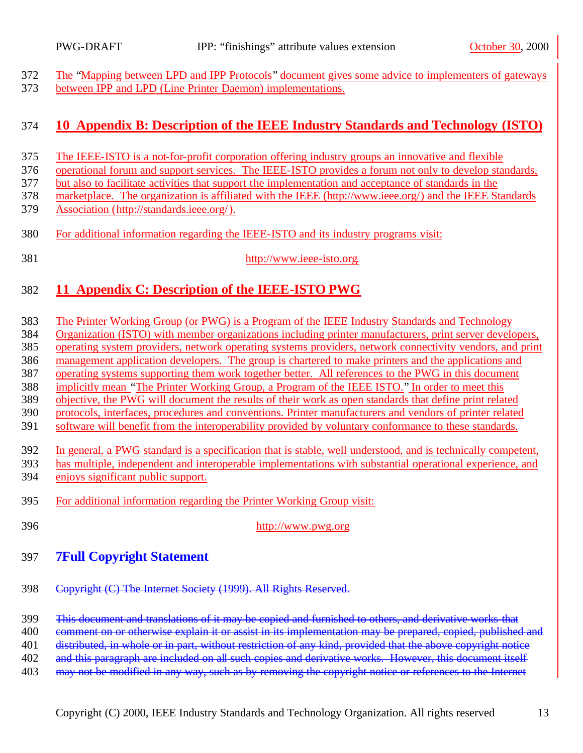The "Mapping between LPD and IPP Protocols" document gives some advice to implementers of gateways between IPP and LPD (Line Printer Daemon) implementations.

## 10 Appendix B: Description of the IEEE Industry Standards and Technology (ISTO)

The IEEE-ISTO is a not-for-profit corporation offering industry groups an innovative and flexible operational forum and support services. The IEEE-ISTO provides a forum not only to develop standards, but also to facilitate activities that support the implementation and acceptance of standards in the marketplace. The organization is affiliated with the IEEE (http://www.ieee.org/) and the IEEE Standards Association (http://standards.ieee.org/).

For additional information regarding the IEEE-ISTO and its industry programs visit:

http://www.ieee-isto.org

## 11 Appendix C: Description of the IEEE-ISTO PWG

The Printer Working Group (or PWG) is a Program of the IEEE Industry Standards and Technology Organization (ISTO) with member organizations including printer manufacturers, print server developers, operating system providers, network operating systems providers, network connectivity vendors, and print management application developers. The group is chartered to make printers and the applications and operating systems supporting them work together better. All references to the PWG in this document implicitly mean "The Printer Working Group, a Program of the IEEE ISTO." In order to meet this objective, the PWG will document the results of their work as open standards that define print related protocols, interfaces, procedures and conventions. Printer manufacturers and vendors of printer related software will benefit from the interoperability provided by voluntary conformance to these standards.

In general, a PWG standard is a specification that is stable, well understood, and is technically competent, has multiple, independent and interoperable implementations with substantial operational experience, and enjoys significant public support.

For additional information regarding the Printer Working Group visit:

http://www.pwg.org

## ~~7Full Copyright Statement~~

~~Copyright (C) The Internet Society (1999). All Rights Reserved.~~

~~This document and translations of it may be copied and furnished to others, and derivative works that comment on or otherwise explain it or assist in its implementation may be prepared, copied, published and distributed, in whole or in part, without restriction of any kind, provided that the above copyright notice and this paragraph are included on all such copies and derivative works. However, this document itself may not be modified in any way, such as by removing the copyright notice or references to the Internet~~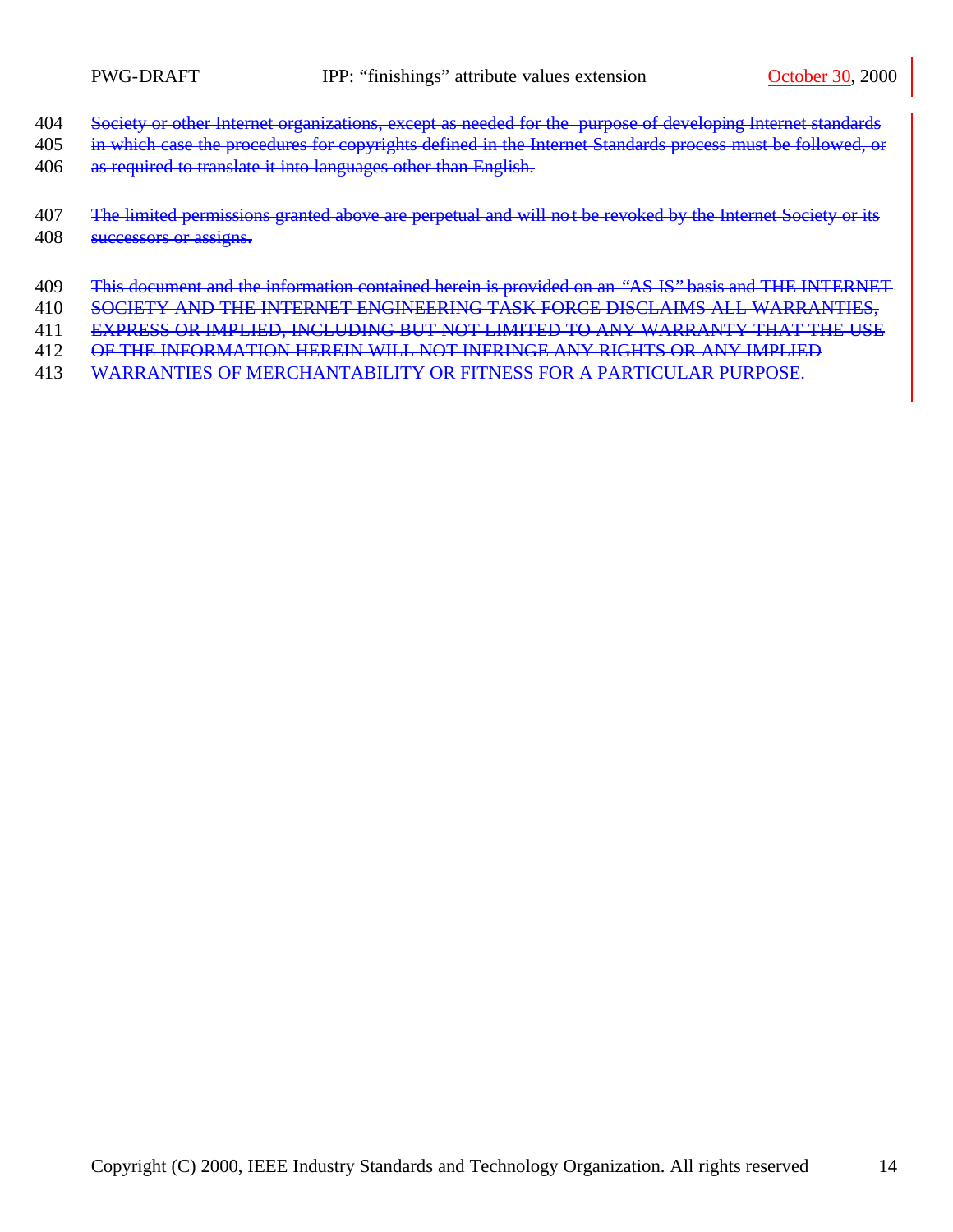404 ~~Society or other Internet organizations, except as needed for the purpose of developing Internet standards~~
405 ~~in which case the procedures for copyrights defined in the Internet Standards process must be followed, or~~
406 ~~as required to translate it into languages other than English.~~

407 ~~The limited permissions granted above are perpetual and will not be revoked by the Internet Society or its~~
408 ~~successors or assigns.~~

409 ~~This document and the information contained herein is provided on an "AS IS" basis and THE INTERNET~~
410 ~~SOCIETY AND THE INTERNET ENGINEERING TASK FORCE DISCLAIMS ALL WARRANTIES,~~
411 ~~EXPRESS OR IMPLIED, INCLUDING BUT NOT LIMITED TO ANY WARRANTY THAT THE USE~~
412 ~~OF THE INFORMATION HEREIN WILL NOT INFRINGE ANY RIGHTS OR ANY IMPLIED~~
413 ~~WARRANTIES OF MERCHANTABILITY OR FITNESS FOR A PARTICULAR PURPOSE.~~